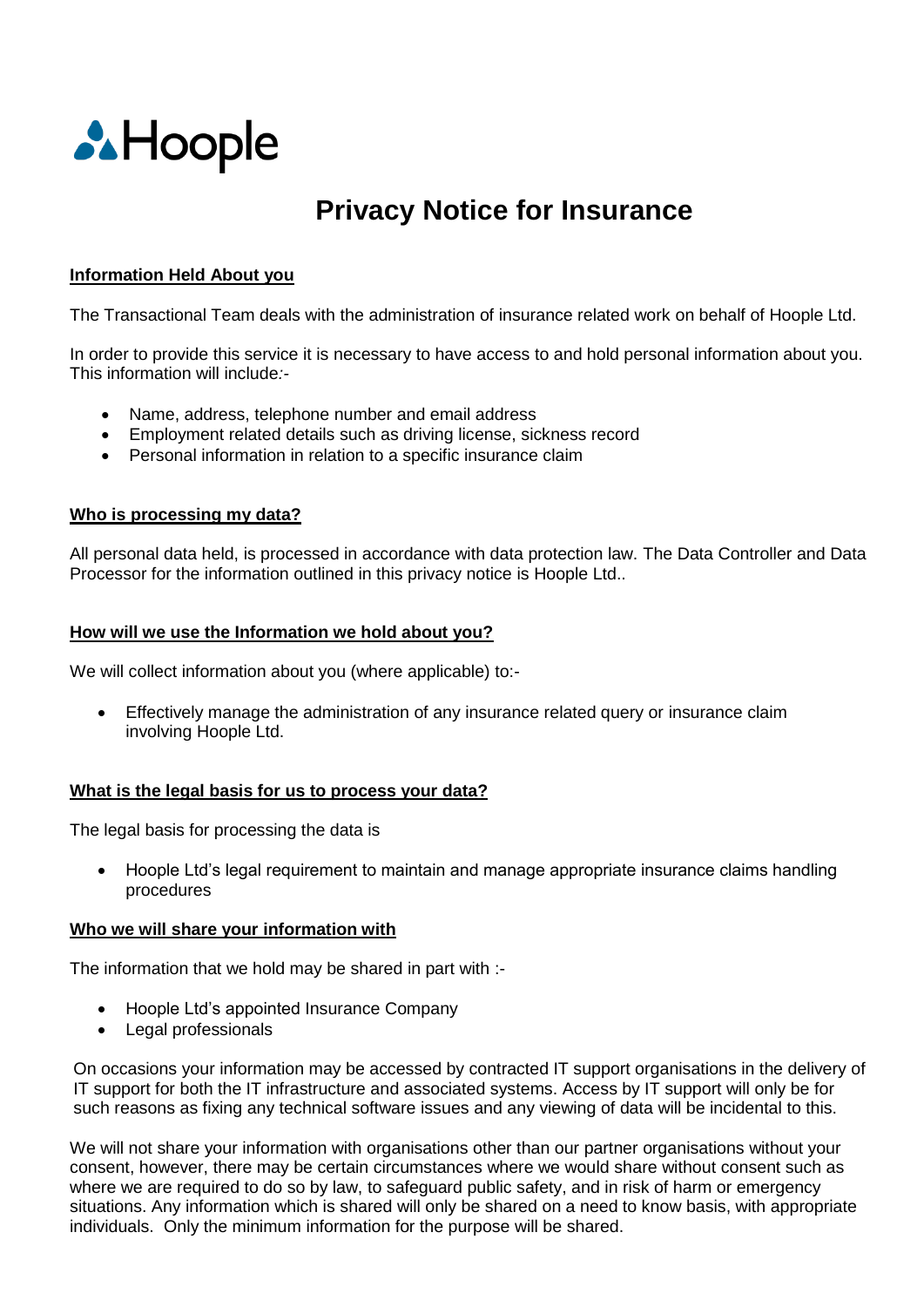Hoople

# Privacy Notice for Insurance

## Information Held About you

The Transactional Team deals with the administration of insurance related work on behalf of Hoople Ltd.

In order to provide this service it is necessary to have access to and hold personal information about you. This information will include:-

- Name, address, telephone number and email address
- Employment related details such as driving license, sickness record
- Personal information in relation to a specific insurance claim

## Who is processing my data?

All personal data held, is processed in accordance with data protection law. The Data Controller and Data Processor for the information outlined in this privacy notice is Hoople Ltd..

## How will we use the Information we hold about you?

We will collect information about you (where applicable) to:-

- Effectively manage the administration of any insurance related query or insurance claim involving Hoople Ltd.

## What is the legal basis for us to process your data?

The legal basis for processing the data is

- Hoople Ltd's legal requirement to maintain and manage appropriate insurance claims handling procedures

## Who we will share your information with

The information that we hold may be shared in part with :-

- Hoople Ltd's appointed Insurance Company
- Legal professionals

On occasions your information may be accessed by contracted IT support organisations in the delivery of IT support for both the IT infrastructure and associated systems. Access by IT support will only be for such reasons as fixing any technical software issues and any viewing of data will be incidental to this.

We will not share your information with organisations other than our partner organisations without your consent, however, there may be certain circumstances where we would share without consent such as where we are required to do so by law, to safeguard public safety, and in risk of harm or emergency situations. Any information which is shared will only be shared on a need to know basis, with appropriate individuals. Only the minimum information for the purpose will be shared.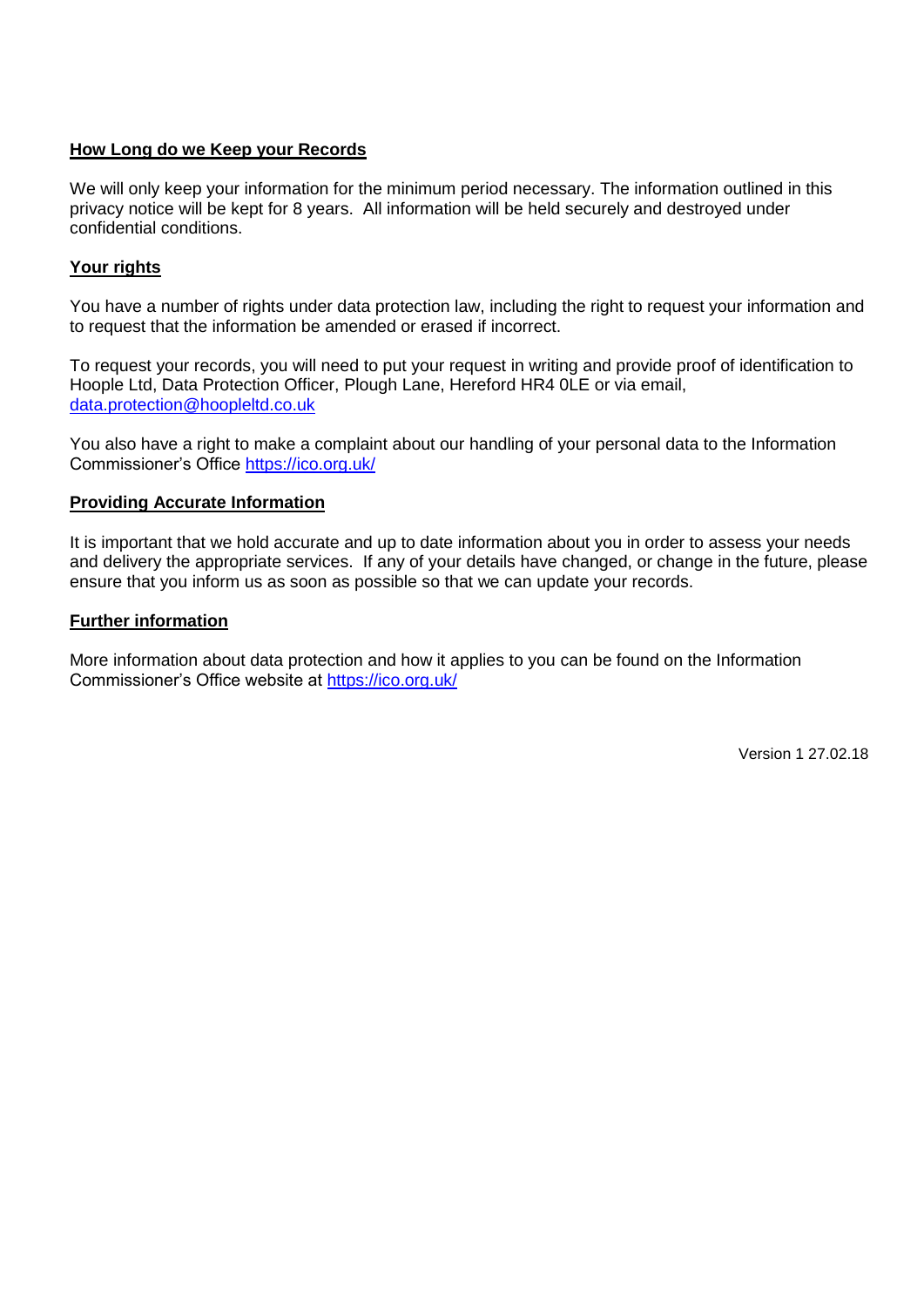## How Long do we Keep your Records

We will only keep your information for the minimum period necessary. The information outlined in this privacy notice will be kept for 8 years. All information will be held securely and destroyed under confidential conditions.

## Your rights

You have a number of rights under data protection law, including the right to request your information and to request that the information be amended or erased if incorrect.

To request your records, you will need to put your request in writing and provide proof of identification to Hoople Ltd, Data Protection Officer, Plough Lane, Hereford HR4 0LE or via email, data.protection@hoopleltd.co.uk

You also have a right to make a complaint about our handling of your personal data to the Information Commissioner's Office https://ico.org.uk/

## Providing Accurate Information

It is important that we hold accurate and up to date information about you in order to assess your needs and delivery the appropriate services. If any of your details have changed, or change in the future, please ensure that you inform us as soon as possible so that we can update your records.

## Further information

More information about data protection and how it applies to you can be found on the Information Commissioner's Office website at https://ico.org.uk/

Version 1 27.02.18